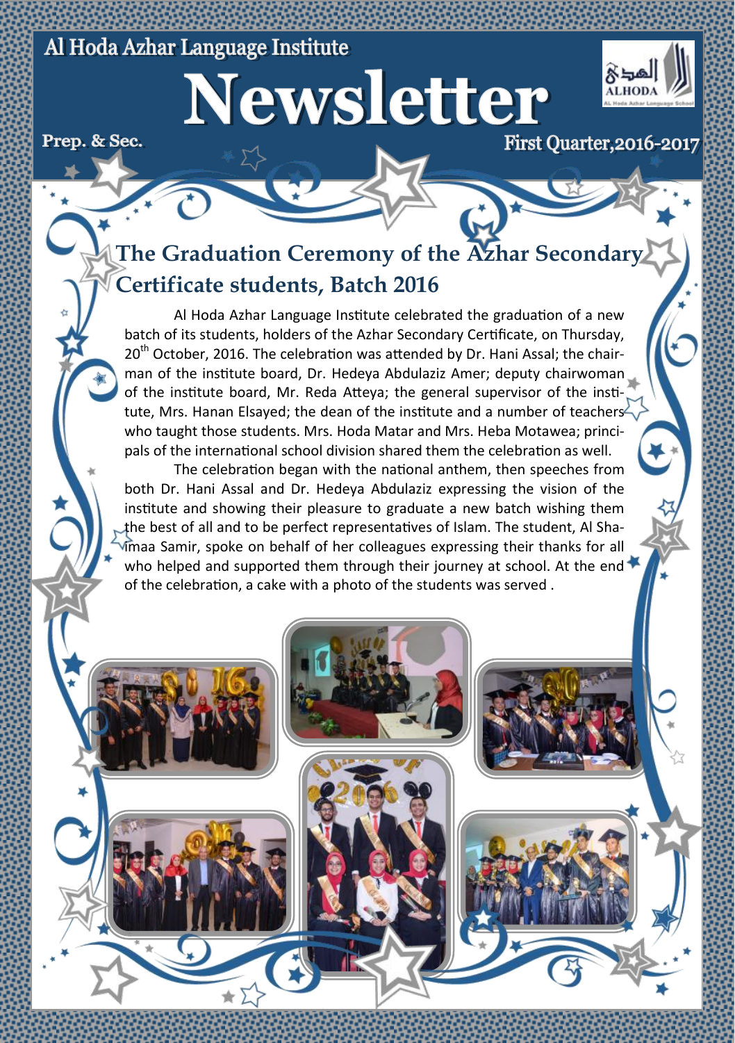Al Hoda Azhar Language Institute

# Newsletter

Prep. & Sec.

First Quarter,2016-2017

## The Graduation Ceremony of the Azhar Secondary Certificate students, Batch 2016

Al Hoda Azhar Language Institute celebrated the graduation of a new batch of its students, holders of the Azhar Secondary Certificate, on Thursday, 20th October, 2016. The celebration was attended by Dr. Hani Assal; the chairman of the institute board, Dr. Hedeya Abdulaziz Amer; deputy chairwoman of the institute board, Mr. Reda Atteya; the general supervisor of the institute, Mrs. Hanan Elsayed; the dean of the institute and a number of teachers who taught those students. Mrs. Hoda Matar and Mrs. Heba Motawea; principals of the international school division shared them the celebration as well.

The celebration began with the national anthem, then speeches from both Dr. Hani Assal and Dr. Hedeya Abdulaziz expressing the vision of the institute and showing their pleasure to graduate a new batch wishing them the best of all and to be perfect representatives of Islam. The student, Al Shaimaa Samir, spoke on behalf of her colleagues expressing their thanks for all who helped and supported them through their journey at school. At the end of the celebration, a cake with a photo of the students was served .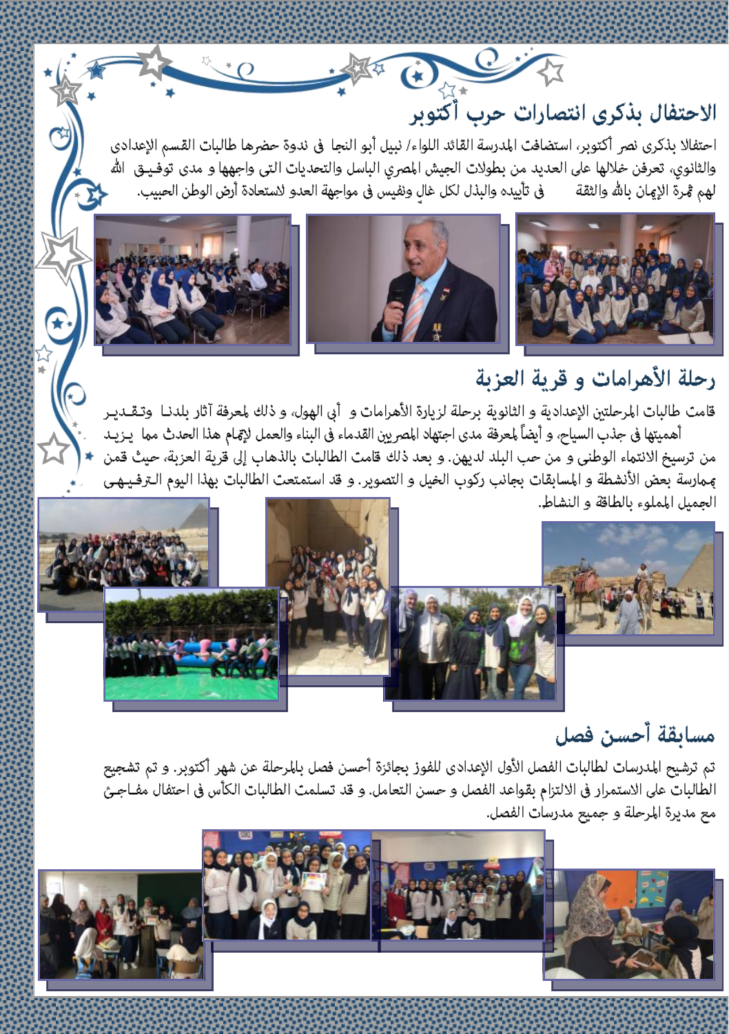## الاحتفال بذكرى انتصارات حرب أكتوبر

احتفالا بذكرى نصر أكتوبر، استضافت المدرسة القائد اللواء/ نبيل أبو النجا فى ندوة حضرها طالبات القسم الإعدادى والثانوي، تعرفن خلالها على العديد من بطولات الجيش المصري الباسل والتحديات التى واجهها و مدى توفيق الله لهم ثمرة الإيمان بالله والثقة في تأييده والبذل لكل غالٍ ونفيس فى مواجهة العدو لاستعادة أرض الوطن الحبيب.

## رحلة الأهرامات و قرية العزبة

قامت طالبات المرحلتين الإعدادية و الثانوية برحلة لزيارة الأهرامات و أبي الهول، و ذلك لمعرفة آثار بلدنا وتقدير أهميتها فى جذب السياح، و أيضاً لمعرفة مدى اجتهاد المصريين القدماء فى البناء والعمل لإتمام هذا الحدث مما يزيد من ترسيخ الانتماء الوطنى و من حب البلد لديهن. و بعد ذلك قامت الطالبات بالذهاب إلى قرية العزبة، حيث قمن بممارسة بعض الأنشطة و المسابقات بجانب ركوب الخيل و التصوير. و قد استمتعت الطالبات بهذا اليوم الترفيهي الجميل المملوء بالطاقة و النشاط.

## مسابقة أحسن فصل

تم ترشيح المدرسات لطالبات الفصل الأول الإعدادى للفوز بجائزة أحسن فصل بالمرحلة عن شهر أكتوبر. و تم تشجيع الطالبات على الاستمرار فى الالتزام بقواعد الفصل و حسن التعامل. و قد تسلمت الطالبات الكأس فى احتفال مفاجئ مع مديرة المرحلة و جميع مدرسات الفصل.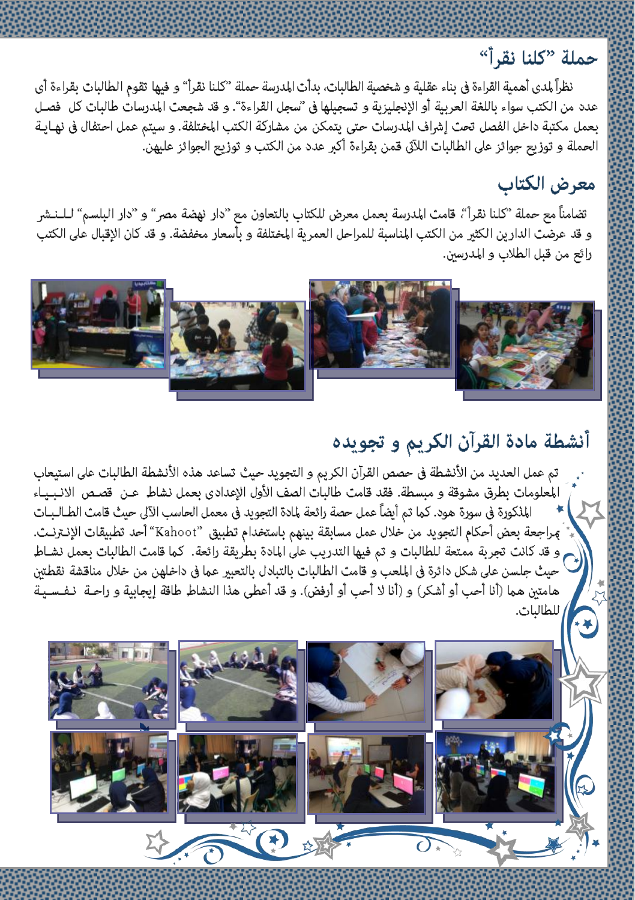## حملة "كلنا نقرأ"

نظراً لمدى أهمية القراءة فى بناء عقلية و شخصية الطالبات، بدأت المدرسة حملة "كلنا نقرأ" و فيها تقوم الطالبات بقراءة أى عدد من الكتب سواء باللغة العربية أو الإنجليزية و تسجيلها فى "سجل القراءة". و قد شجعت المدرسات طالبات كل فصل بعمل مكتبة داخل الفصل تحت إشراف المدرسات حتى يتمكن من مشاركة الكتب المختلفة. و سيتم عمل احتفال فى نهاية الحملة و توزيع جوائز على الطالبات اللآتى قمن بقراءة أكبر عدد من الكتب و توزيع الجوائز عليهن.

## معرض الكتاب

تضامناً مع حملة "كلنا نقرأ"، قامت المدرسة بعمل معرض للكتاب بالتعاون مع "دار نهضة مصر" و "دار البلسم" للنشر و قد عرضت الدارين الكثير من الكتب المناسبة للمراحل العمرية المختلفة و بأسعار مخفضة. و قد كان الإقبال على الكتب رائع من قبل الطلاب و المدرسين.

## أنشطة مادة القرآن الكريم و تجويده

تم عمل العديد من الأنشطة فى حصص القرآن الكريم و التجويد حيث تساعد هذه الأنشطة الطالبات على استيعاب المعلومات بطرق مشوقة و مبسطة. فقد قامت طالبات الصف الأول الإعدادى بعمل نشاط عن قصص الانبياء المذكورة فى سورة هود. كما تم أيضاً عمل حصة رائعة لمادة التجويد فى معمل الحاسب الآلى حيث قامت الطالبات بمراجعة بعض أحكام التجويد من خلال عمل مسابقة بينهم باستخدام تطبيق "Kahoot" أحد تطبيقات الإنترنت. و قد كانت تجربة ممتعة للطالبات و تم فيها التدريب على المادة بطريقة رائعة. كما قامت الطالبات بعمل نشاط حيث جلسن على شكل دائرة فى الملعب و قامت الطالبات بالتبادل بالتعبير عما فى داخلهن من خلال مناقشة نقطتين هامتين هما (أنا أحب أو أشكر) و (أنا لا أحب أو أرفض). و قد أعطى هذا النشاط طاقة إيجابية و راحة نفسية للطالبات.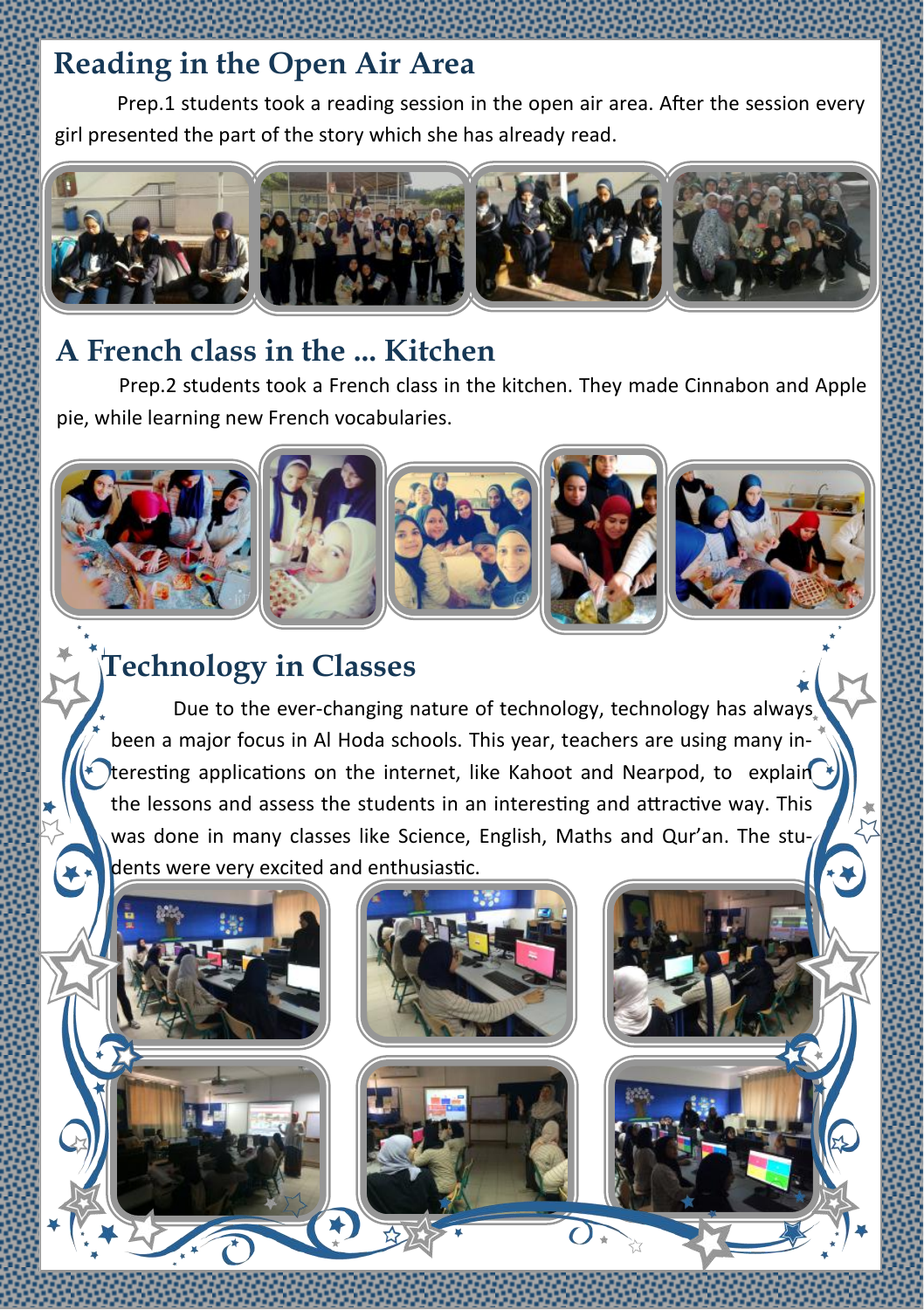## Reading in the Open Air Area

Prep.1 students took a reading session in the open air area. After the session every girl presented the part of the story which she has already read.

## A French class in the ... Kitchen

Prep.2 students took a French class in the kitchen. They made Cinnabon and Apple pie, while learning new French vocabularies.

## Technology in Classes

Due to the ever-changing nature of technology, technology has always been a major focus in Al Hoda schools. This year, teachers are using many interesting applications on the internet, like Kahoot and Nearpod, to explain the lessons and assess the students in an interesting and attractive way. This was done in many classes like Science, English, Maths and Qur'an. The students were very excited and enthusiastic.